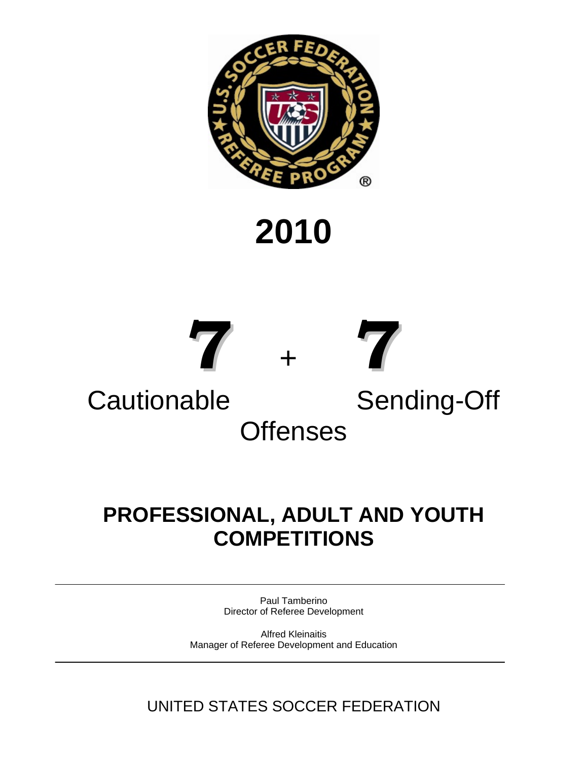# 2010

# 7 + 7

## Cautionable Sending-Off Offenses

## PROFESSIONAL, ADULT AND YOUTH COMPETITIONS

---

Paul Tamberino
Director of Referee Development

Alfred Kleinaitis
Manager of Referee Development and Education

---

UNITED STATES SOCCER FEDERATION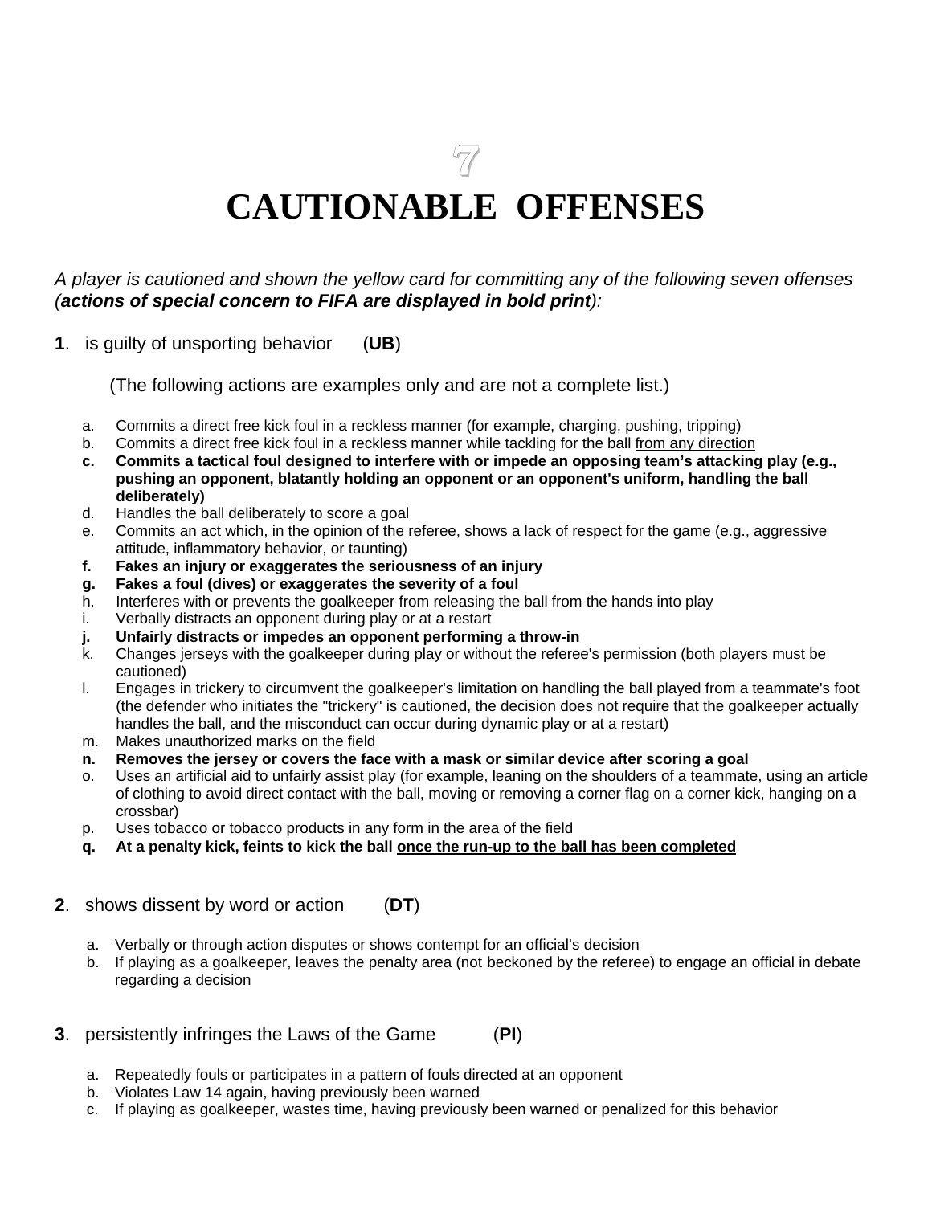# 7

# CAUTIONABLE OFFENSES

*A player is cautioned and shown the yellow card for committing any of the following seven offenses (**actions of special concern to FIFA are displayed in bold print**):*

**1**. is guilty of unsporting behavior (**UB**)

(The following actions are examples only and are not a complete list.)

a. Commits a direct free kick foul in a reckless manner (for example, charging, pushing, tripping)
b. Commits a direct free kick foul in a reckless manner while tackling for the ball <u>from any direction</u>
**c. Commits a tactical foul designed to interfere with or impede an opposing team's attacking play (e.g., pushing an opponent, blatantly holding an opponent or an opponent's uniform, handling the ball deliberately)**
d. Handles the ball deliberately to score a goal
e. Commits an act which, in the opinion of the referee, shows a lack of respect for the game (e.g., aggressive attitude, inflammatory behavior, or taunting)
**f. Fakes an injury or exaggerates the seriousness of an injury**
**g. Fakes a foul (dives) or exaggerates the severity of a foul**
h. Interferes with or prevents the goalkeeper from releasing the ball from the hands into play
i. Verbally distracts an opponent during play or at a restart
**j. Unfairly distracts or impedes an opponent performing a throw-in**
k. Changes jerseys with the goalkeeper during play or without the referee's permission (both players must be cautioned)
l. Engages in trickery to circumvent the goalkeeper's limitation on handling the ball played from a teammate's foot (the defender who initiates the "trickery" is cautioned, the decision does not require that the goalkeeper actually handles the ball, and the misconduct can occur during dynamic play or at a restart)
m. Makes unauthorized marks on the field
**n. Removes the jersey or covers the face with a mask or similar device after scoring a goal**
o. Uses an artificial aid to unfairly assist play (for example, leaning on the shoulders of a teammate, using an article of clothing to avoid direct contact with the ball, moving or removing a corner flag on a corner kick, hanging on a crossbar)
p. Uses tobacco or tobacco products in any form in the area of the field
**q. At a penalty kick, feints to kick the ball <u>once the run-up to the ball has been completed</u>**

**2**. shows dissent by word or action (**DT**)

a. Verbally or through action disputes or shows contempt for an official's decision
b. If playing as a goalkeeper, leaves the penalty area (not beckoned by the referee) to engage an official in debate regarding a decision

**3**. persistently infringes the Laws of the Game (**PI**)

a. Repeatedly fouls or participates in a pattern of fouls directed at an opponent
b. Violates Law 14 again, having previously been warned
c. If playing as goalkeeper, wastes time, having previously been warned or penalized for this behavior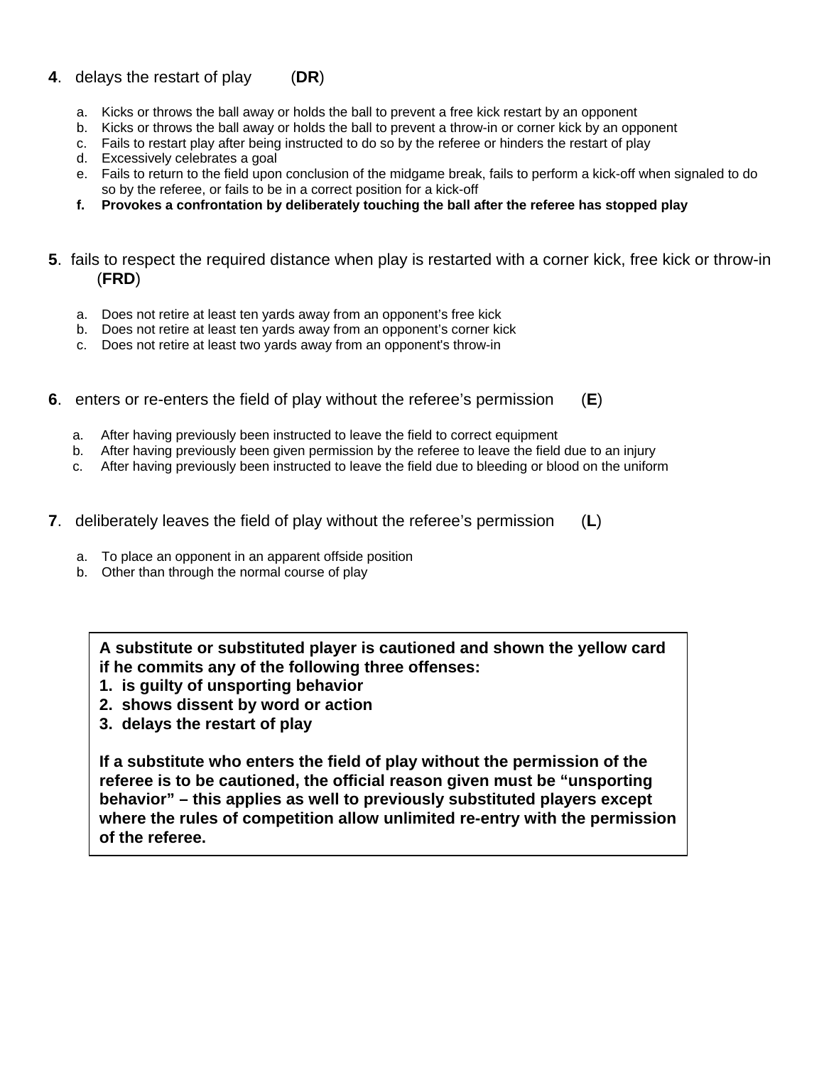**4**. delays the restart of play (**DR**)

a. Kicks or throws the ball away or holds the ball to prevent a free kick restart by an opponent
b. Kicks or throws the ball away or holds the ball to prevent a throw-in or corner kick by an opponent
c. Fails to restart play after being instructed to do so by the referee or hinders the restart of play
d. Excessively celebrates a goal
e. Fails to return to the field upon conclusion of the midgame break, fails to perform a kick-off when signaled to do so by the referee, or fails to be in a correct position for a kick-off
**f. Provokes a confrontation by deliberately touching the ball after the referee has stopped play**

**5**. fails to respect the required distance when play is restarted with a corner kick, free kick or throw-in (**FRD**)

a. Does not retire at least ten yards away from an opponent's free kick
b. Does not retire at least ten yards away from an opponent's corner kick
c. Does not retire at least two yards away from an opponent's throw-in

**6**. enters or re-enters the field of play without the referee's permission (**E**)

a. After having previously been instructed to leave the field to correct equipment
b. After having previously been given permission by the referee to leave the field due to an injury
c. After having previously been instructed to leave the field due to bleeding or blood on the uniform

**7**. deliberately leaves the field of play without the referee's permission (**L**)

a. To place an opponent in an apparent offside position
b. Other than through the normal course of play

**A substitute or substituted player is cautioned and shown the yellow card if he commits any of the following three offenses:**
**1. is guilty of unsporting behavior**
**2. shows dissent by word or action**
**3. delays the restart of play**

**If a substitute who enters the field of play without the permission of the referee is to be cautioned, the official reason given must be "unsporting behavior" – this applies as well to previously substituted players except where the rules of competition allow unlimited re-entry with the permission of the referee.**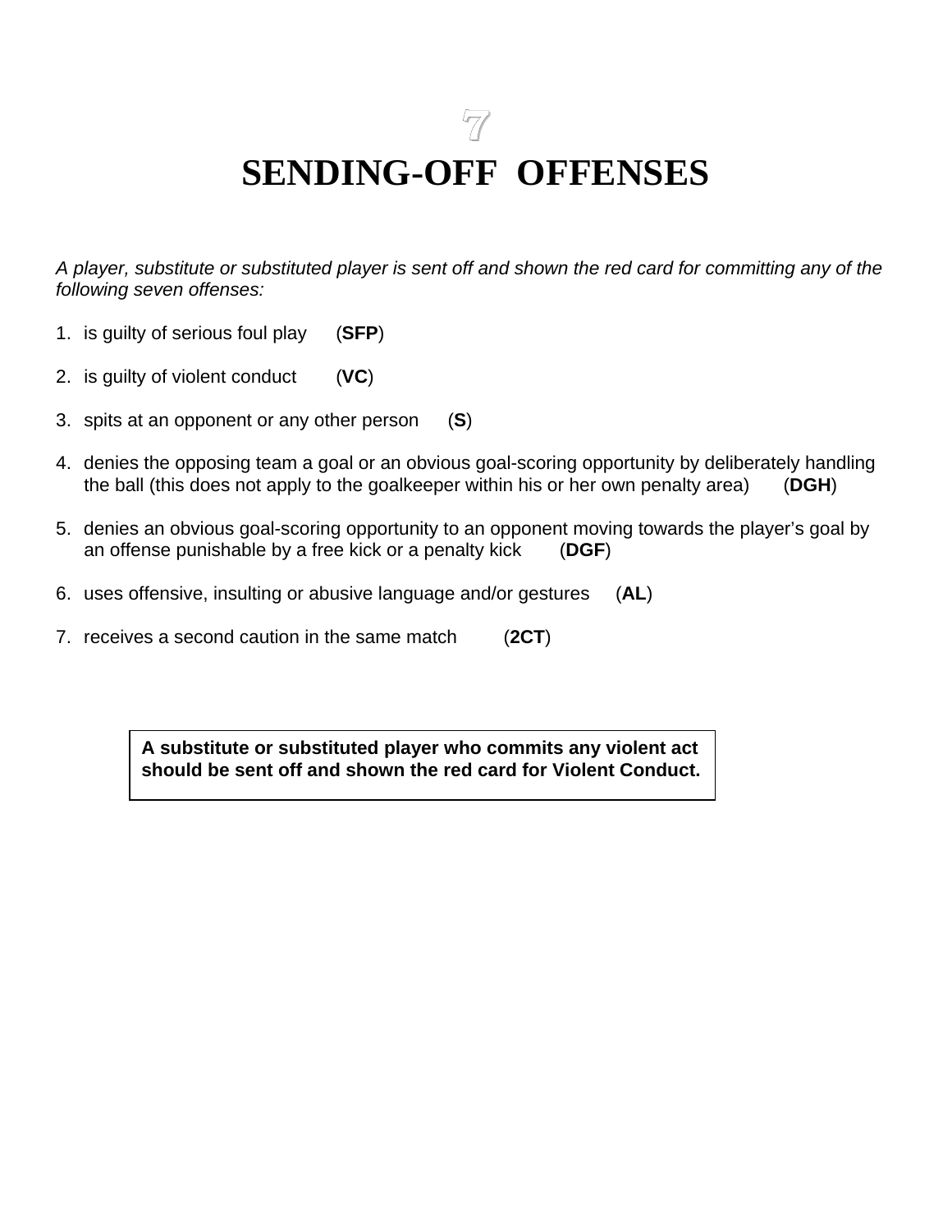# 7

# SENDING-OFF OFFENSES

*A player, substitute or substituted player is sent off and shown the red card for committing any of the following seven offenses:*

1. is guilty of serious foul play (**SFP**)

2. is guilty of violent conduct (**VC**)

3. spits at an opponent or any other person (**S**)

4. denies the opposing team a goal or an obvious goal-scoring opportunity by deliberately handling the ball (this does not apply to the goalkeeper within his or her own penalty area) (**DGH**)

5. denies an obvious goal-scoring opportunity to an opponent moving towards the player's goal by an offense punishable by a free kick or a penalty kick (**DGF**)

6. uses offensive, insulting or abusive language and/or gestures (**AL**)

7. receives a second caution in the same match (**2CT**)

**A substitute or substituted player who commits any violent act should be sent off and shown the red card for Violent Conduct.**